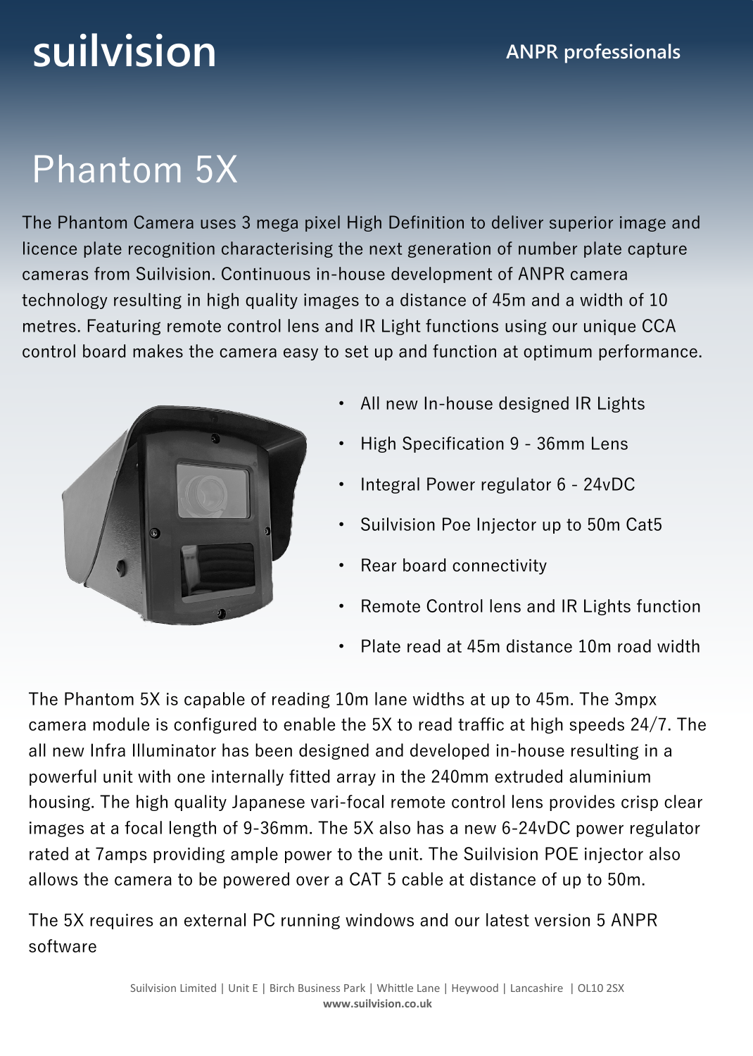suilvision

ANPR professionals

# Phantom 5X

The Phantom Camera uses 3 mega pixel High Definition to deliver superior image and licence plate recognition characterising the next generation of number plate capture cameras from Suilvision. Continuous in-house development of ANPR camera technology resulting in high quality images to a distance of 45m and a width of 10 metres. Featuring remote control lens and IR Light functions using our unique CCA control board makes the camera easy to set up and function at optimum performance.

- All new In-house designed IR Lights
- High Specification 9 - 36mm Lens
- Integral Power regulator 6 - 24vDC
- Suilvision Poe Injector up to 50m Cat5
- Rear board connectivity
- Remote Control lens and IR Lights function
- Plate read at 45m distance 10m road width

The Phantom 5X is capable of reading 10m lane widths at up to 45m. The 3mpx camera module is configured to enable the 5X to read traffic at high speeds 24/7. The all new Infra Illuminator has been designed and developed in-house resulting in a powerful unit with one internally fitted array in the 240mm extruded aluminium housing. The high quality Japanese vari-focal remote control lens provides crisp clear images at a focal length of 9-36mm. The 5X also has a new 6-24vDC power regulator rated at 7amps providing ample power to the unit. The Suilvision POE injector also allows the camera to be powered over a CAT 5 cable at distance of up to 50m.

The 5X requires an external PC running windows and our latest version 5 ANPR software

Suilvision Limited | Unit E | Birch Business Park | Whittle Lane | Heywood | Lancashire | OL10 2SX
**www.suilvision.co.uk**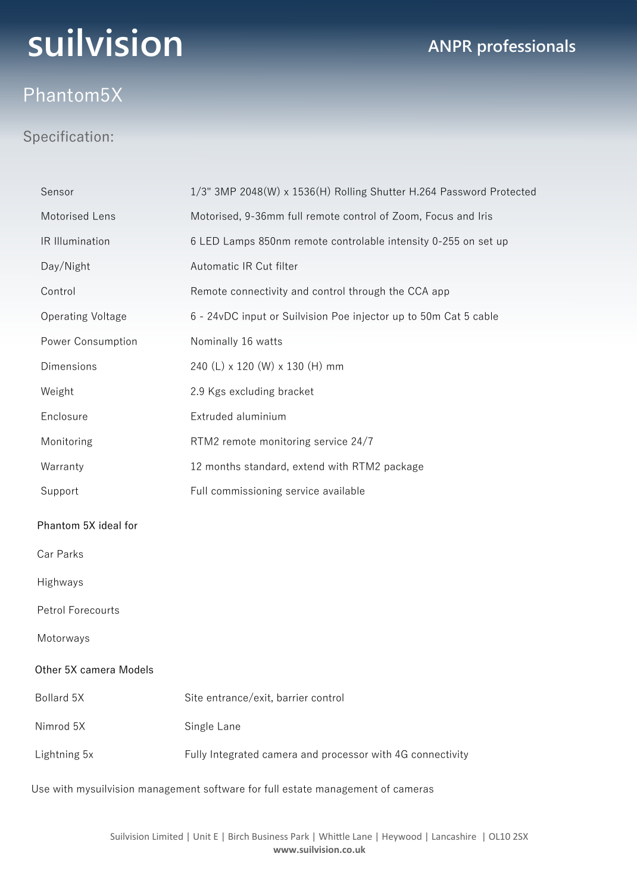# suilvision

**ANPR professionals**

## Phantom5X

### Specification:

| | |
|---|---|
| Sensor | 1/3" 3MP 2048(W) x 1536(H) Rolling Shutter H.264 Password Protected |
| Motorised Lens | Motorised, 9-36mm full remote control of Zoom, Focus and Iris |
| IR Illumination | 6 LED Lamps 850nm remote controlable intensity 0-255 on set up |
| Day/Night | Automatic IR Cut filter |
| Control | Remote connectivity and control through the CCA app |
| Operating Voltage | 6 - 24vDC input or Suilvision Poe injector up to 50m Cat 5 cable |
| Power Consumption | Nominally 16 watts |
| Dimensions | 240 (L) x 120 (W) x 130 (H) mm |
| Weight | 2.9 Kgs excluding bracket |
| Enclosure | Extruded aluminium |
| Monitoring | RTM2 remote monitoring service 24/7 |
| Warranty | 12 months standard, extend with RTM2 package |
| Support | Full commissioning service available |

Phantom 5X ideal for

- Car Parks
- Highways
- Petrol Forecourts
- Motorways

Other 5X camera Models

| | |
|---|---|
| Bollard 5X | Site entrance/exit, barrier control |
| Nimrod 5X | Single Lane |
| Lightning 5x | Fully Integrated camera and processor with 4G connectivity |

Use with mysuilvision management software for full estate management of cameras

Suilvision Limited | Unit E | Birch Business Park | Whittle Lane | Heywood | Lancashire | OL10 2SX
**www.suilvision.co.uk**